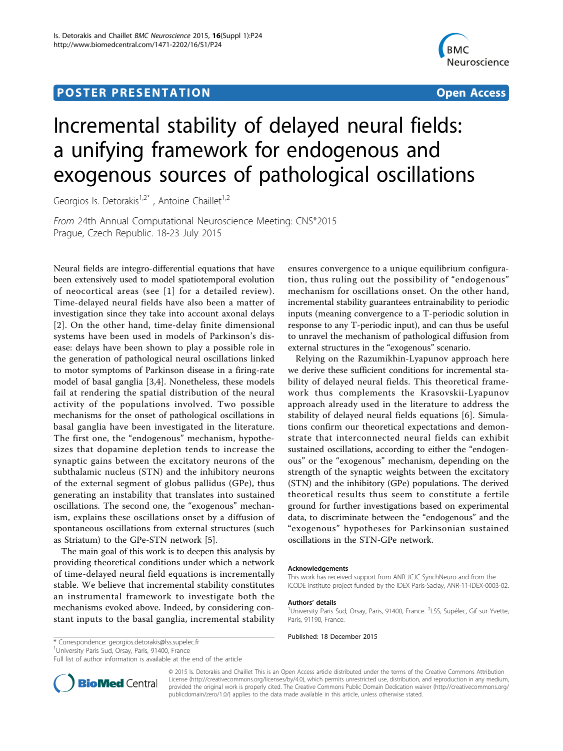**POSTER PRESENTATION** **Open Access**

# Incremental stability of delayed neural fields: a unifying framework for endogenous and exogenous sources of pathological oscillations

Georgios Is. Detorakis[1,2*], Antoine Chaillet[1,2]

*From* 24th Annual Computational Neuroscience Meeting: CNS*2015
Prague, Czech Republic. 18-23 July 2015

Neural fields are integro-differential equations that have been extensively used to model spatiotemporal evolution of neocortical areas (see [1] for a detailed review). Time-delayed neural fields have also been a matter of investigation since they take into account axonal delays [2]. On the other hand, time-delay finite dimensional systems have been used in models of Parkinson's disease: delays have been shown to play a possible role in the generation of pathological neural oscillations linked to motor symptoms of Parkinson disease in a firing-rate model of basal ganglia [3,4]. Nonetheless, these models fail at rendering the spatial distribution of the neural activity of the populations involved. Two possible mechanisms for the onset of pathological oscillations in basal ganglia have been investigated in the literature. The first one, the "endogenous" mechanism, hypothesizes that dopamine depletion tends to increase the synaptic gains between the excitatory neurons of the subthalamic nucleus (STN) and the inhibitory neurons of the external segment of globus pallidus (GPe), thus generating an instability that translates into sustained oscillations. The second one, the "exogenous" mechanism, explains these oscillations onset by a diffusion of spontaneous oscillations from external structures (such as Striatum) to the GPe-STN network [5].

The main goal of this work is to deepen this analysis by providing theoretical conditions under which a network of time-delayed neural field equations is incrementally stable. We believe that incremental stability constitutes an instrumental framework to investigate both the mechanisms evoked above. Indeed, by considering constant inputs to the basal ganglia, incremental stability ensures convergence to a unique equilibrium configuration, thus ruling out the possibility of "endogenous" mechanism for oscillations onset. On the other hand, incremental stability guarantees entrainability to periodic inputs (meaning convergence to a T-periodic solution in response to any T-periodic input), and can thus be useful to unravel the mechanism of pathological diffusion from external structures in the "exogenous" scenario.

Relying on the Razumikhin-Lyapunov approach here we derive these sufficient conditions for incremental stability of delayed neural fields. This theoretical framework thus complements the Krasovskii-Lyapunov approach already used in the literature to address the stability of delayed neural fields equations [6]. Simulations confirm our theoretical expectations and demonstrate that interconnected neural fields can exhibit sustained oscillations, according to either the "endogenous" or the "exogenous" mechanism, depending on the strength of the synaptic weights between the excitatory (STN) and the inhibitory (GPe) populations. The derived theoretical results thus seem to constitute a fertile ground for further investigations based on experimental data, to discriminate between the "endogenous" and the "exogenous" hypotheses for Parkinsonian sustained oscillations in the STN-GPe network.

#### Acknowledgements

This work has received support from ANR JCJC SynchNeuro and from the iCODE institute project funded by the IDEX Paris-Saclay, ANR-11-IDEX-0003-02.

#### Authors' details

[1]University Paris Sud, Orsay, Paris, 91400, France. [2]LSS, Supélec, Gif sur Yvette, Paris, 91190, France.

Published: 18 December 2015

* Correspondence: georgios.detorakis@lss.supelec.fr
[1]University Paris Sud, Orsay, Paris, 91400, France
Full list of author information is available at the end of the article

© 2015 Is. Detorakis and Chaillet This is an Open Access article distributed under the terms of the Creative Commons Attribution License (http://creativecommons.org/licenses/by/4.0), which permits unrestricted use, distribution, and reproduction in any medium, provided the original work is properly cited. The Creative Commons Public Domain Dedication waiver (http://creativecommons.org/publicdomain/zero/1.0/) applies to the data made available in this article, unless otherwise stated.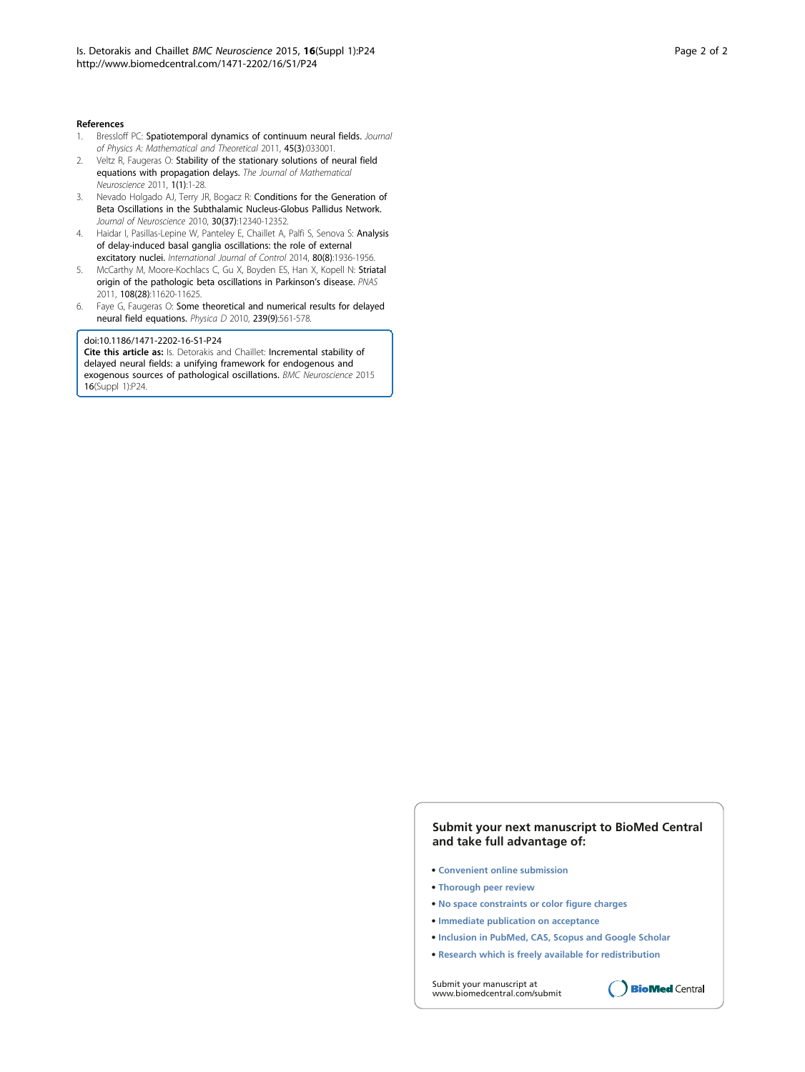## References

1. Bressloff PC: **Spatiotemporal dynamics of continuum neural fields.** *Journal of Physics A: Mathematical and Theoretical* 2011, **45(3)**:033001.
2. Veltz R, Faugeras O: **Stability of the stationary solutions of neural field equations with propagation delays.** *The Journal of Mathematical Neuroscience* 2011, **1(1)**:1-28.
3. Nevado Holgado AJ, Terry JR, Bogacz R: **Conditions for the Generation of Beta Oscillations in the Subthalamic Nucleus-Globus Pallidus Network.** *Journal of Neuroscience* 2010, **30(37)**:12340-12352.
4. Haidar I, Pasillas-Lepine W, Panteley E, Chaillet A, Palfi S, Senova S: **Analysis of delay-induced basal ganglia oscillations: the role of external excitatory nuclei.** *International Journal of Control* 2014, **80(8)**:1936-1956.
5. McCarthy M, Moore-Kochlacs C, Gu X, Boyden ES, Han X, Kopell N: **Striatal origin of the pathologic beta oscillations in Parkinson's disease.** *PNAS* 2011, **108(28)**:11620-11625.
6. Faye G, Faugeras O: **Some theoretical and numerical results for delayed neural field equations.** *Physica D* 2010, **239(9)**:561-578.

doi:10.1186/1471-2202-16-S1-P24

**Cite this article as:** Is. Detorakis and Chaillet: **Incremental stability of delayed neural fields: a unifying framework for endogenous and exogenous sources of pathological oscillations.** *BMC Neuroscience* 2015 **16**(Suppl 1):P24.

**Submit your next manuscript to BioMed Central and take full advantage of:**

- **Convenient online submission**
- **Thorough peer review**
- **No space constraints or color figure charges**
- **Immediate publication on acceptance**
- **Inclusion in PubMed, CAS, Scopus and Google Scholar**
- **Research which is freely available for redistribution**

Submit your manuscript at
www.biomedcentral.com/submit

BioMed Central